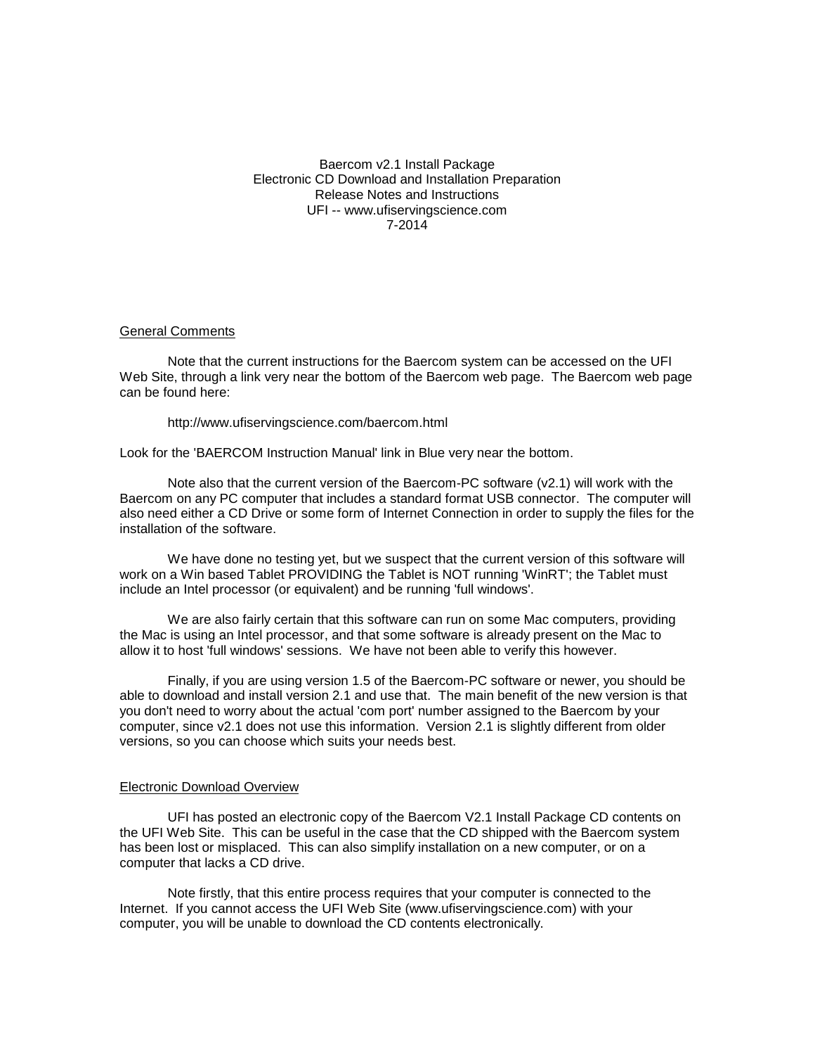Baercom v2.1 Install Package
Electronic CD Download and Installation Preparation
Release Notes and Instructions
UFI -- www.ufiservingscience.com
7-2014

## General Comments

Note that the current instructions for the Baercom system can be accessed on the UFI Web Site, through a link very near the bottom of the Baercom web page. The Baercom web page can be found here:

http://www.ufiservingscience.com/baercom.html

Look for the 'BAERCOM Instruction Manual' link in Blue very near the bottom.

Note also that the current version of the Baercom-PC software (v2.1) will work with the Baercom on any PC computer that includes a standard format USB connector. The computer will also need either a CD Drive or some form of Internet Connection in order to supply the files for the installation of the software.

We have done no testing yet, but we suspect that the current version of this software will work on a Win based Tablet PROVIDING the Tablet is NOT running 'WinRT'; the Tablet must include an Intel processor (or equivalent) and be running 'full windows'.

We are also fairly certain that this software can run on some Mac computers, providing the Mac is using an Intel processor, and that some software is already present on the Mac to allow it to host 'full windows' sessions. We have not been able to verify this however.

Finally, if you are using version 1.5 of the Baercom-PC software or newer, you should be able to download and install version 2.1 and use that. The main benefit of the new version is that you don't need to worry about the actual 'com port' number assigned to the Baercom by your computer, since v2.1 does not use this information. Version 2.1 is slightly different from older versions, so you can choose which suits your needs best.

## Electronic Download Overview

UFI has posted an electronic copy of the Baercom V2.1 Install Package CD contents on the UFI Web Site. This can be useful in the case that the CD shipped with the Baercom system has been lost or misplaced. This can also simplify installation on a new computer, or on a computer that lacks a CD drive.

Note firstly, that this entire process requires that your computer is connected to the Internet. If you cannot access the UFI Web Site (www.ufiservingscience.com) with your computer, you will be unable to download the CD contents electronically.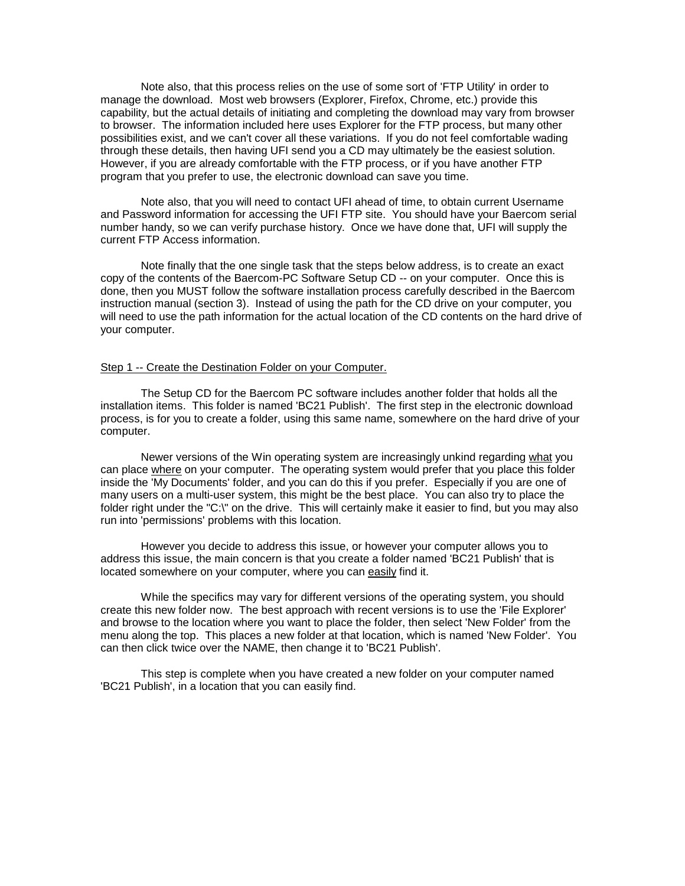Note also, that this process relies on the use of some sort of 'FTP Utility' in order to manage the download. Most web browsers (Explorer, Firefox, Chrome, etc.) provide this capability, but the actual details of initiating and completing the download may vary from browser to browser. The information included here uses Explorer for the FTP process, but many other possibilities exist, and we can't cover all these variations. If you do not feel comfortable wading through these details, then having UFI send you a CD may ultimately be the easiest solution. However, if you are already comfortable with the FTP process, or if you have another FTP program that you prefer to use, the electronic download can save you time.

Note also, that you will need to contact UFI ahead of time, to obtain current Username and Password information for accessing the UFI FTP site. You should have your Baercom serial number handy, so we can verify purchase history. Once we have done that, UFI will supply the current FTP Access information.

Note finally that the one single task that the steps below address, is to create an exact copy of the contents of the Baercom-PC Software Setup CD -- on your computer. Once this is done, then you MUST follow the software installation process carefully described in the Baercom instruction manual (section 3). Instead of using the path for the CD drive on your computer, you will need to use the path information for the actual location of the CD contents on the hard drive of your computer.

<u>Step 1 -- Create the Destination Folder on your Computer.</u>

The Setup CD for the Baercom PC software includes another folder that holds all the installation items. This folder is named 'BC21 Publish'. The first step in the electronic download process, is for you to create a folder, using this same name, somewhere on the hard drive of your computer.

Newer versions of the Win operating system are increasingly unkind regarding <u>what</u> you can place <u>where</u> on your computer. The operating system would prefer that you place this folder inside the 'My Documents' folder, and you can do this if you prefer. Especially if you are one of many users on a multi-user system, this might be the best place. You can also try to place the folder right under the "C:\" on the drive. This will certainly make it easier to find, but you may also run into 'permissions' problems with this location.

However you decide to address this issue, or however your computer allows you to address this issue, the main concern is that you create a folder named 'BC21 Publish' that is located somewhere on your computer, where you can <u>easily</u> find it.

While the specifics may vary for different versions of the operating system, you should create this new folder now. The best approach with recent versions is to use the 'File Explorer' and browse to the location where you want to place the folder, then select 'New Folder' from the menu along the top. This places a new folder at that location, which is named 'New Folder'. You can then click twice over the NAME, then change it to 'BC21 Publish'.

This step is complete when you have created a new folder on your computer named 'BC21 Publish', in a location that you can easily find.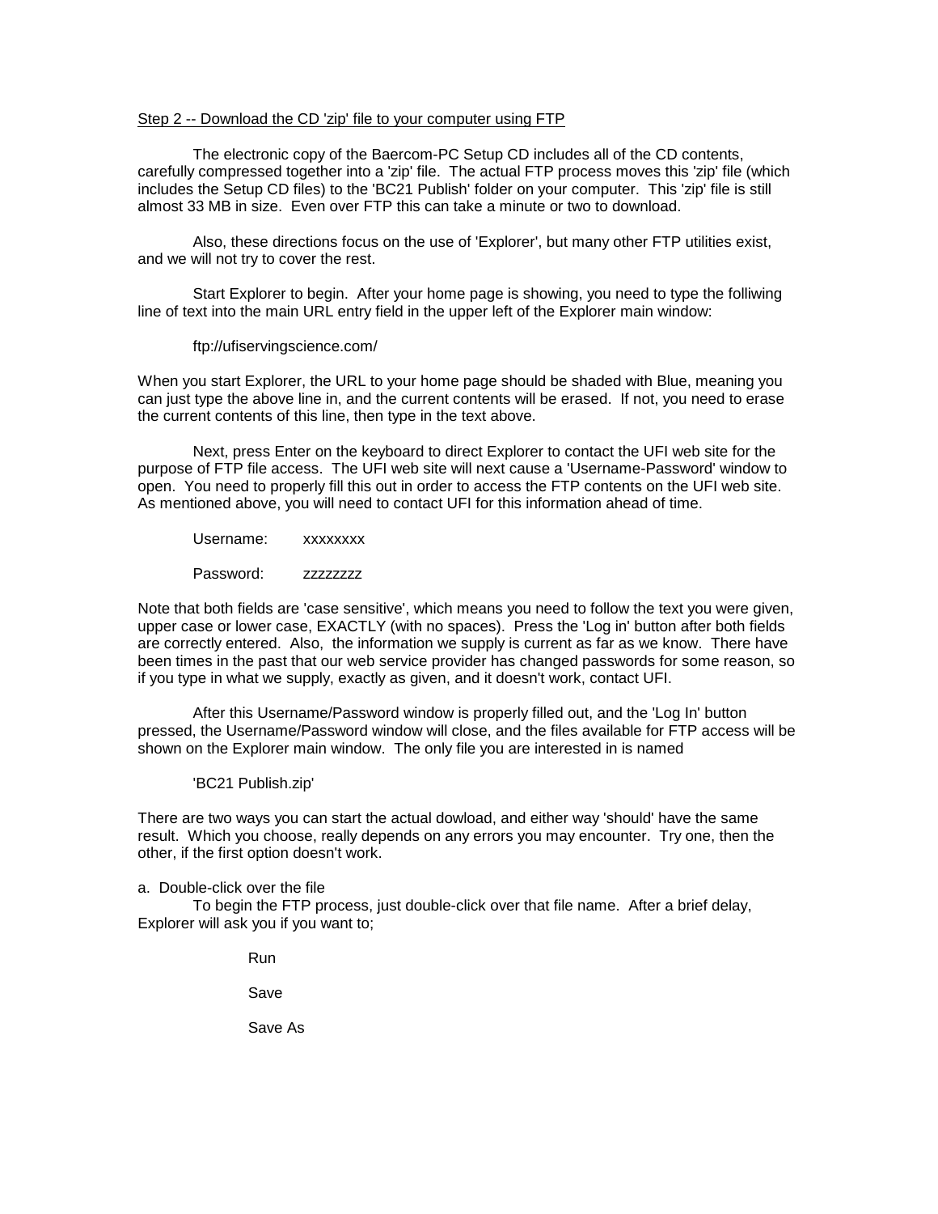Step 2 -- Download the CD 'zip' file to your computer using FTP

The electronic copy of the Baercom-PC Setup CD includes all of the CD contents, carefully compressed together into a 'zip' file. The actual FTP process moves this 'zip' file (which includes the Setup CD files) to the 'BC21 Publish' folder on your computer. This 'zip' file is still almost 33 MB in size. Even over FTP this can take a minute or two to download.

Also, these directions focus on the use of 'Explorer', but many other FTP utilities exist, and we will not try to cover the rest.

Start Explorer to begin. After your home page is showing, you need to type the folliwing line of text into the main URL entry field in the upper left of the Explorer main window:

ftp://ufiservingscience.com/

When you start Explorer, the URL to your home page should be shaded with Blue, meaning you can just type the above line in, and the current contents will be erased. If not, you need to erase the current contents of this line, then type in the text above.

Next, press Enter on the keyboard to direct Explorer to contact the UFI web site for the purpose of FTP file access. The UFI web site will next cause a 'Username-Password' window to open. You need to properly fill this out in order to access the FTP contents on the UFI web site. As mentioned above, you will need to contact UFI for this information ahead of time.

Username: xxxxxxxx

Password: zzzzzzzz

Note that both fields are 'case sensitive', which means you need to follow the text you were given, upper case or lower case, EXACTLY (with no spaces). Press the 'Log in' button after both fields are correctly entered. Also, the information we supply is current as far as we know. There have been times in the past that our web service provider has changed passwords for some reason, so if you type in what we supply, exactly as given, and it doesn't work, contact UFI.

After this Username/Password window is properly filled out, and the 'Log In' button pressed, the Username/Password window will close, and the files available for FTP access will be shown on the Explorer main window. The only file you are interested in is named

'BC21 Publish.zip'

There are two ways you can start the actual dowload, and either way 'should' have the same result. Which you choose, really depends on any errors you may encounter. Try one, then the other, if the first option doesn't work.

a. Double-click over the file

To begin the FTP process, just double-click over that file name. After a brief delay, Explorer will ask you if you want to;

Run

Save

Save As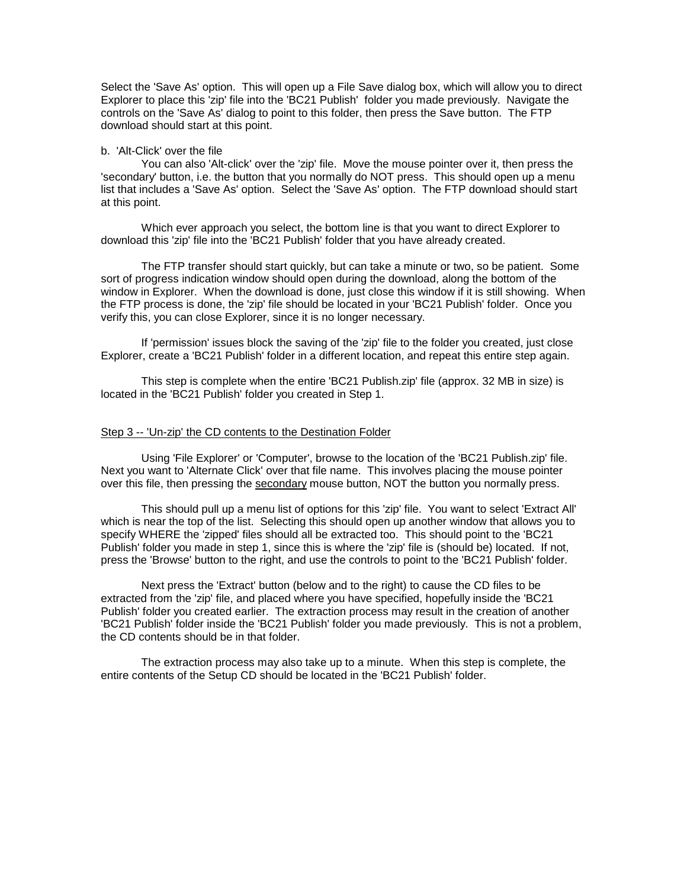Select the 'Save As' option. This will open up a File Save dialog box, which will allow you to direct Explorer to place this 'zip' file into the 'BC21 Publish' folder you made previously. Navigate the controls on the 'Save As' dialog to point to this folder, then press the Save button. The FTP download should start at this point.

b. 'Alt-Click' over the file

You can also 'Alt-click' over the 'zip' file. Move the mouse pointer over it, then press the 'secondary' button, i.e. the button that you normally do NOT press. This should open up a menu list that includes a 'Save As' option. Select the 'Save As' option. The FTP download should start at this point.

Which ever approach you select, the bottom line is that you want to direct Explorer to download this 'zip' file into the 'BC21 Publish' folder that you have already created.

The FTP transfer should start quickly, but can take a minute or two, so be patient. Some sort of progress indication window should open during the download, along the bottom of the window in Explorer. When the download is done, just close this window if it is still showing. When the FTP process is done, the 'zip' file should be located in your 'BC21 Publish' folder. Once you verify this, you can close Explorer, since it is no longer necessary.

If 'permission' issues block the saving of the 'zip' file to the folder you created, just close Explorer, create a 'BC21 Publish' folder in a different location, and repeat this entire step again.

This step is complete when the entire 'BC21 Publish.zip' file (approx. 32 MB in size) is located in the 'BC21 Publish' folder you created in Step 1.

<u>Step 3 -- 'Un-zip' the CD contents to the Destination Folder</u>

Using 'File Explorer' or 'Computer', browse to the location of the 'BC21 Publish.zip' file. Next you want to 'Alternate Click' over that file name. This involves placing the mouse pointer over this file, then pressing the <u>secondary</u> mouse button, NOT the button you normally press.

This should pull up a menu list of options for this 'zip' file. You want to select 'Extract All' which is near the top of the list. Selecting this should open up another window that allows you to specify WHERE the 'zipped' files should all be extracted too. This should point to the 'BC21 Publish' folder you made in step 1, since this is where the 'zip' file is (should be) located. If not, press the 'Browse' button to the right, and use the controls to point to the 'BC21 Publish' folder.

Next press the 'Extract' button (below and to the right) to cause the CD files to be extracted from the 'zip' file, and placed where you have specified, hopefully inside the 'BC21 Publish' folder you created earlier. The extraction process may result in the creation of another 'BC21 Publish' folder inside the 'BC21 Publish' folder you made previously. This is not a problem, the CD contents should be in that folder.

The extraction process may also take up to a minute. When this step is complete, the entire contents of the Setup CD should be located in the 'BC21 Publish' folder.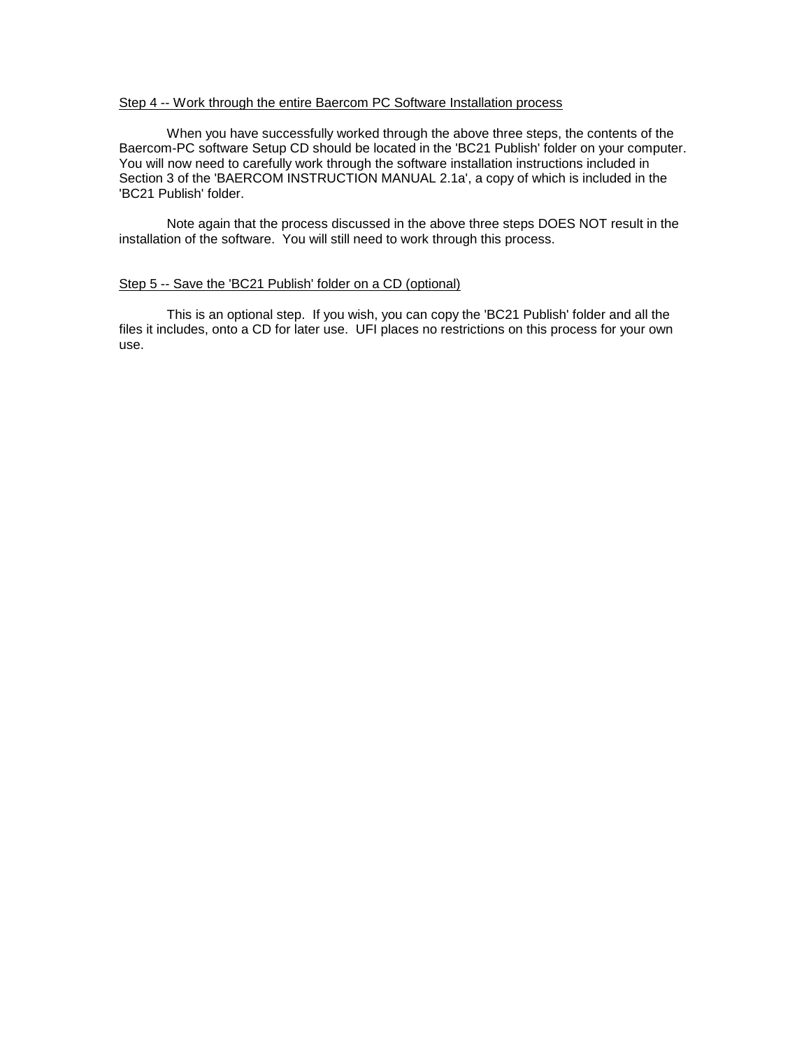<u>Step 4 -- Work through the entire Baercom PC Software Installation process</u>

When you have successfully worked through the above three steps, the contents of the Baercom-PC software Setup CD should be located in the 'BC21 Publish' folder on your computer. You will now need to carefully work through the software installation instructions included in Section 3 of the 'BAERCOM INSTRUCTION MANUAL 2.1a', a copy of which is included in the 'BC21 Publish' folder.

Note again that the process discussed in the above three steps DOES NOT result in the installation of the software. You will still need to work through this process.

<u>Step 5 -- Save the 'BC21 Publish' folder on a CD (optional)</u>

This is an optional step. If you wish, you can copy the 'BC21 Publish' folder and all the files it includes, onto a CD for later use. UFI places no restrictions on this process for your own use.